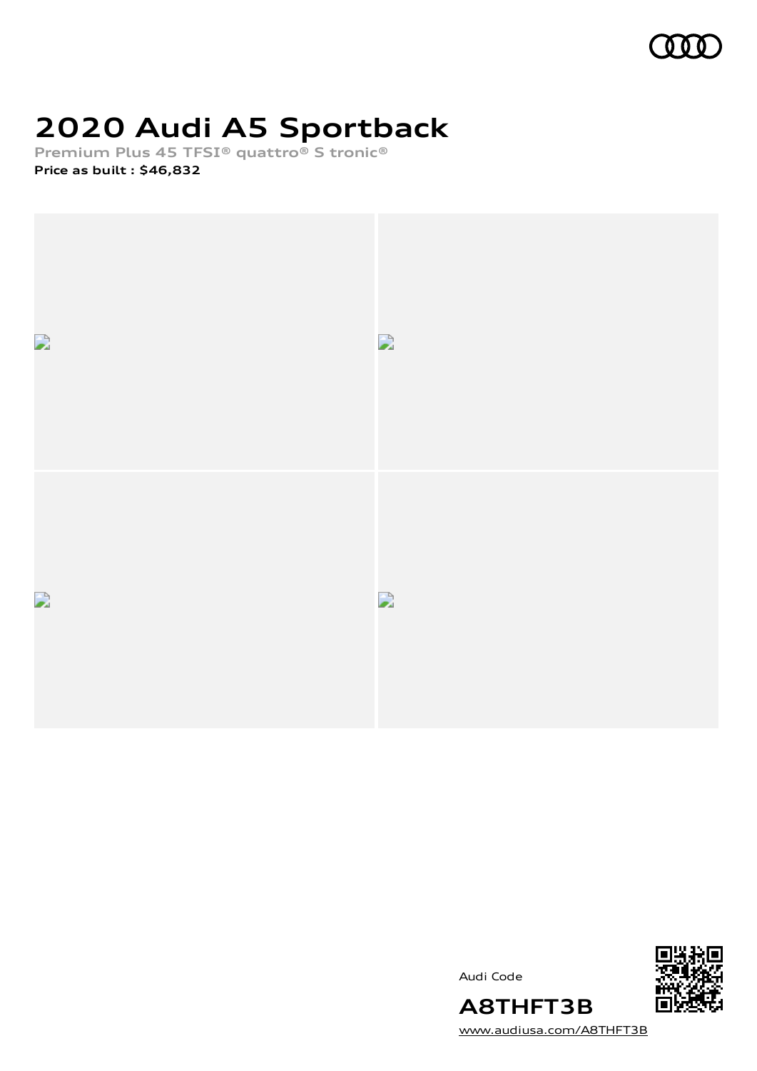# 2020 Audi A5 Sportback

**Premium Plus 45 TFSI® quattro® S tronic®**

**Price as built : $46,832**

Audi Code

**A8THFT3B**

www.audiusa.com/A8THFT3B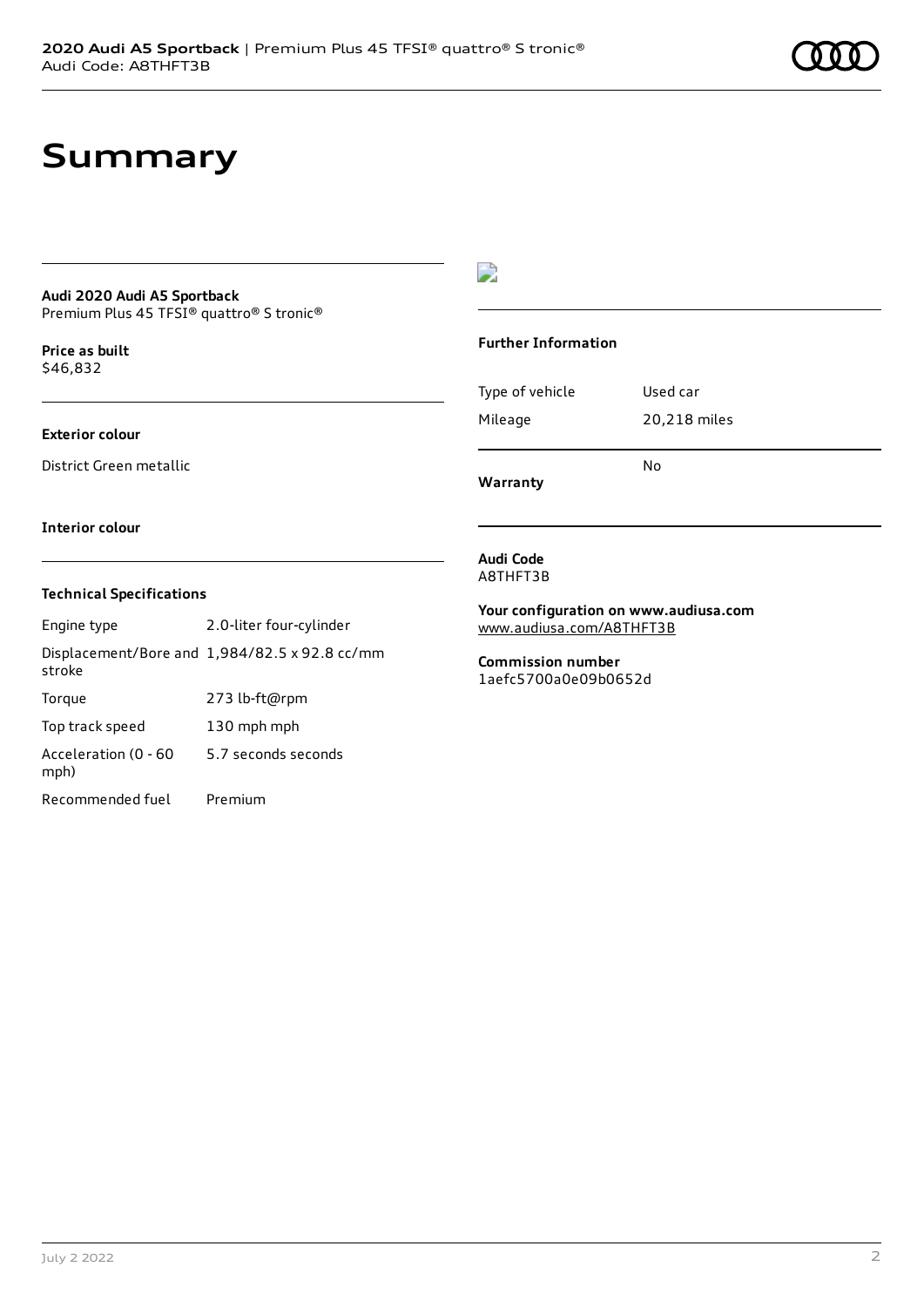# Summary

**Audi 2020 Audi A5 Sportback**
Premium Plus 45 TFSI® quattro® S tronic®

**Price as built**
$46,832

**Exterior colour**

District Green metallic

**Interior colour**

**Technical Specifications**

| | |
|---|---|
| Engine type | 2.0-liter four-cylinder |
| Displacement/Bore and stroke | 1,984/82.5 x 92.8 cc/mm |
| Torque | 273 lb-ft@rpm |
| Top track speed | 130 mph mph |
| Acceleration (0 - 60 mph) | 5.7 seconds seconds |
| Recommended fuel | Premium |

**Further Information**

| | |
|---|---|
| Type of vehicle | Used car |
| Mileage | 20,218 miles |
| **Warranty** | No |

**Audi Code**
A8THFT3B

**Your configuration on www.audiusa.com**
www.audiusa.com/A8THFT3B

**Commission number**
1aefc5700a0e09b0652d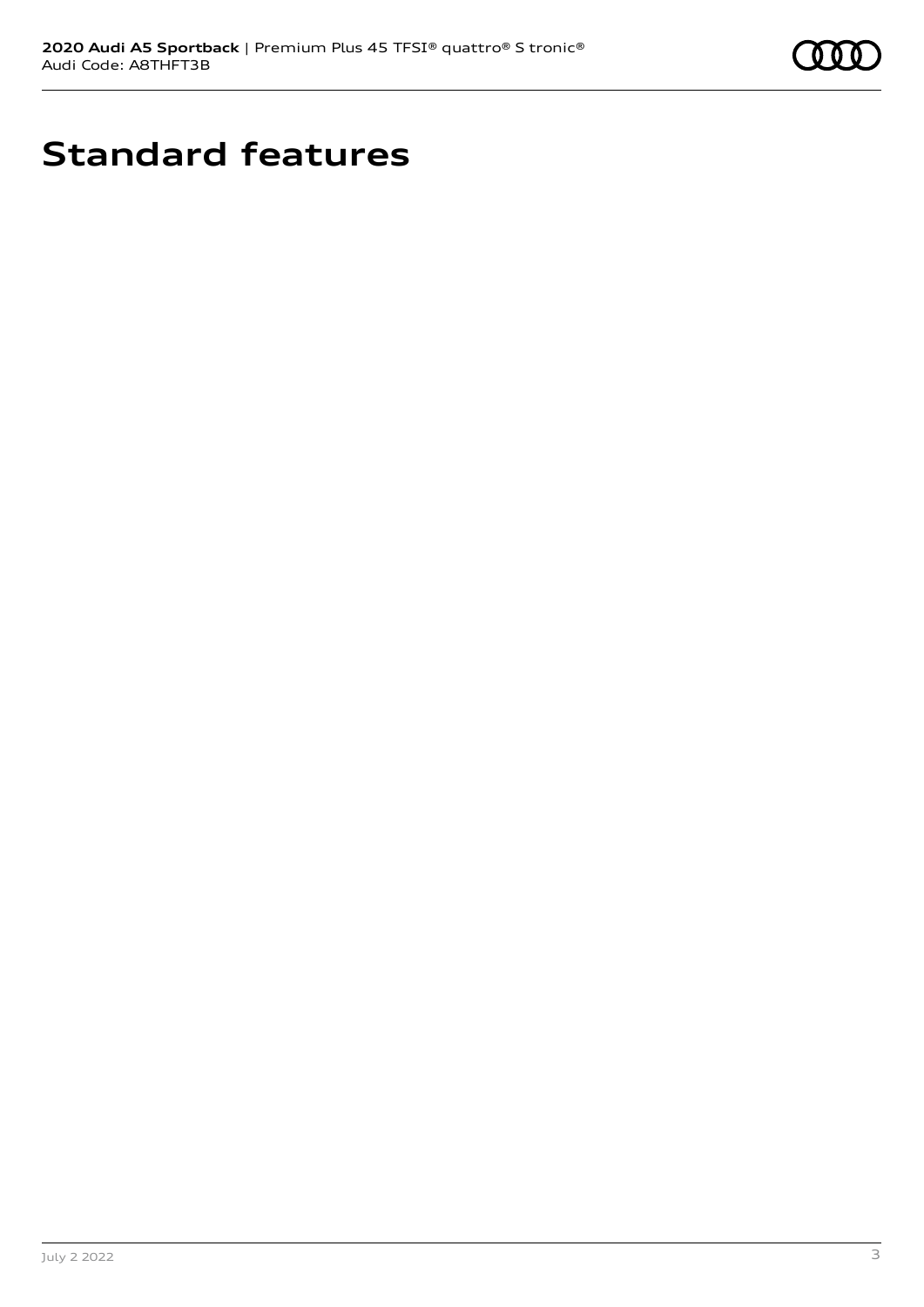# Standard features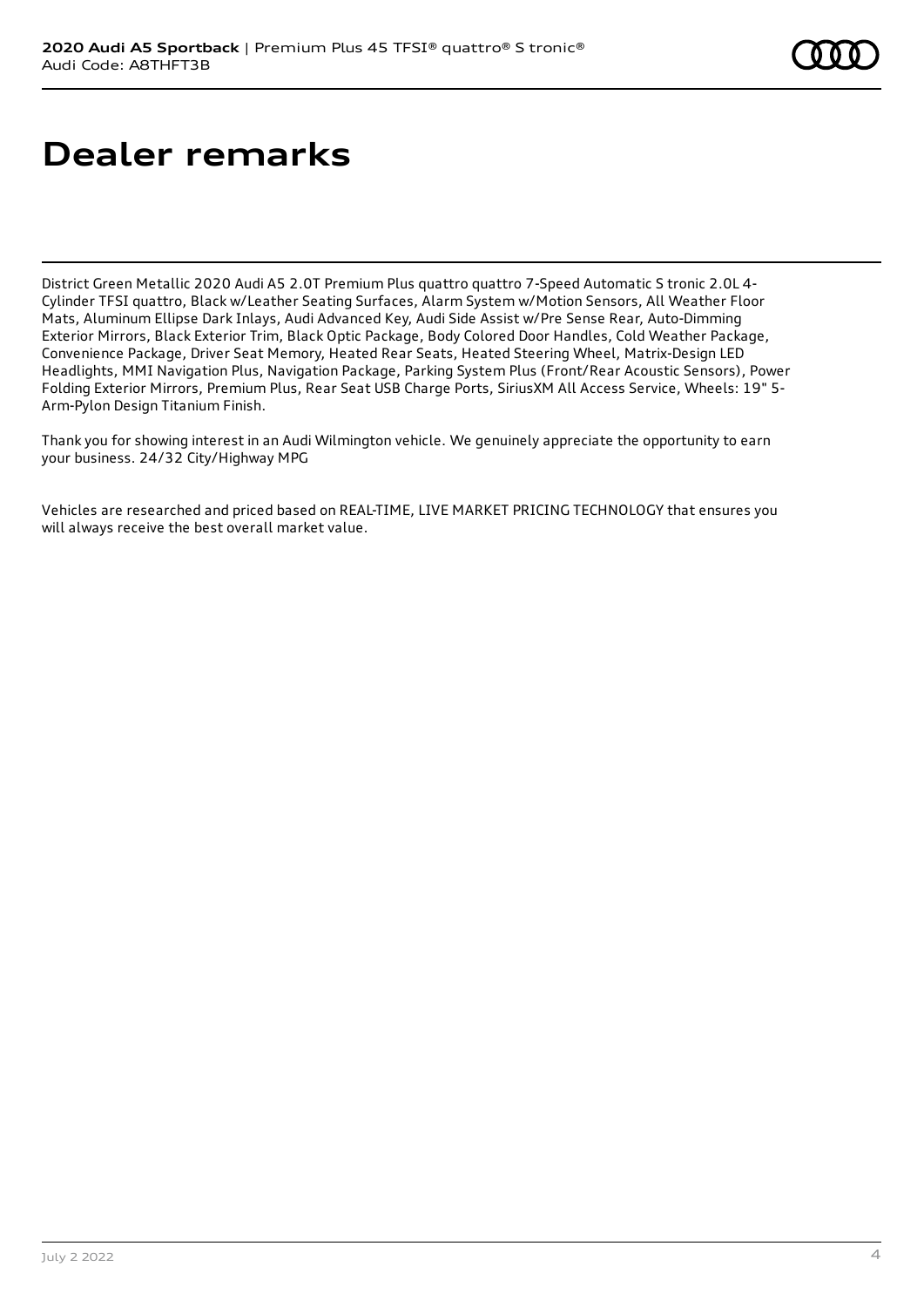# Dealer remarks

District Green Metallic 2020 Audi A5 2.0T Premium Plus quattro quattro 7-Speed Automatic S tronic 2.0L 4-Cylinder TFSI quattro, Black w/Leather Seating Surfaces, Alarm System w/Motion Sensors, All Weather Floor Mats, Aluminum Ellipse Dark Inlays, Audi Advanced Key, Audi Side Assist w/Pre Sense Rear, Auto-Dimming Exterior Mirrors, Black Exterior Trim, Black Optic Package, Body Colored Door Handles, Cold Weather Package, Convenience Package, Driver Seat Memory, Heated Rear Seats, Heated Steering Wheel, Matrix-Design LED Headlights, MMI Navigation Plus, Navigation Package, Parking System Plus (Front/Rear Acoustic Sensors), Power Folding Exterior Mirrors, Premium Plus, Rear Seat USB Charge Ports, SiriusXM All Access Service, Wheels: 19" 5-Arm-Pylon Design Titanium Finish.

Thank you for showing interest in an Audi Wilmington vehicle. We genuinely appreciate the opportunity to earn your business. 24/32 City/Highway MPG

Vehicles are researched and priced based on REAL-TIME, LIVE MARKET PRICING TECHNOLOGY that ensures you will always receive the best overall market value.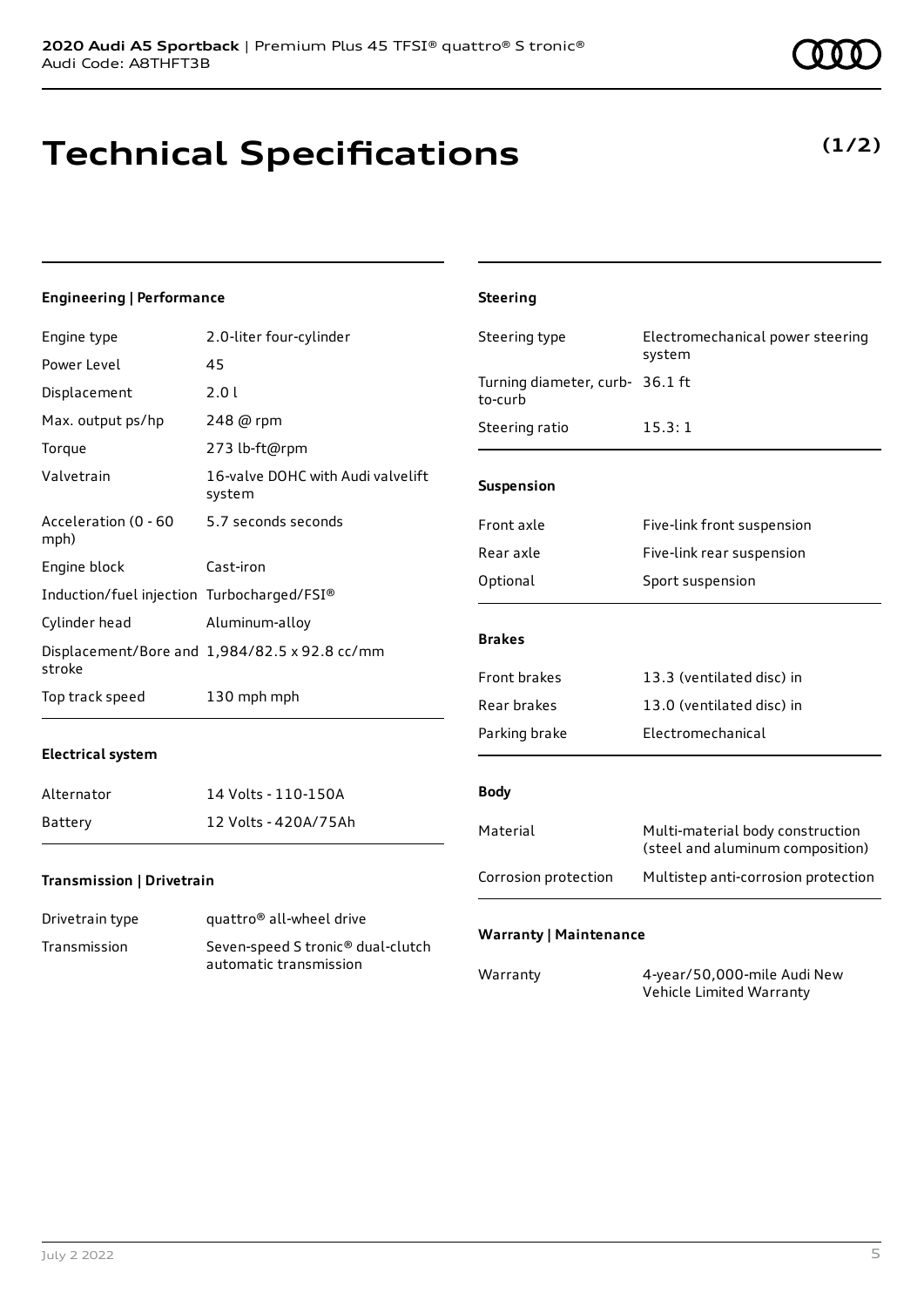# Technical Specifications

**(1/2)**

### Engineering | Performance

| | |
|---|---|
| Engine type | 2.0-liter four-cylinder |
| Power Level | 45 |
| Displacement | 2.0 l |
| Max. output ps/hp | 248 @ rpm |
| Torque | 273 lb-ft@rpm |
| Valvetrain | 16-valve DOHC with Audi valvelift system |
| Acceleration (0 - 60 mph) | 5.7 seconds seconds |
| Engine block | Cast-iron |
| Induction/fuel injection | Turbocharged/FSI® |
| Cylinder head | Aluminum-alloy |
| Displacement/Bore and stroke | 1,984/82.5 x 92.8 cc/mm |
| Top track speed | 130 mph mph |

### Electrical system

| | |
|---|---|
| Alternator | 14 Volts - 110-150A |
| Battery | 12 Volts - 420A/75Ah |

### Transmission | Drivetrain

| | |
|---|---|
| Drivetrain type | quattro® all-wheel drive |
| Transmission | Seven-speed S tronic® dual-clutch automatic transmission |

### Steering

| | |
|---|---|
| Steering type | Electromechanical power steering system |
| Turning diameter, curb-to-curb | 36.1 ft |
| Steering ratio | 15.3: 1 |

### Suspension

| | |
|---|---|
| Front axle | Five-link front suspension |
| Rear axle | Five-link rear suspension |
| Optional | Sport suspension |

### Brakes

| | |
|---|---|
| Front brakes | 13.3 (ventilated disc) in |
| Rear brakes | 13.0 (ventilated disc) in |
| Parking brake | Electromechanical |

### Body

| | |
|---|---|
| Material | Multi-material body construction (steel and aluminum composition) |
| Corrosion protection | Multistep anti-corrosion protection |

### Warranty | Maintenance

| | |
|---|---|
| Warranty | 4-year/50,000-mile Audi New Vehicle Limited Warranty |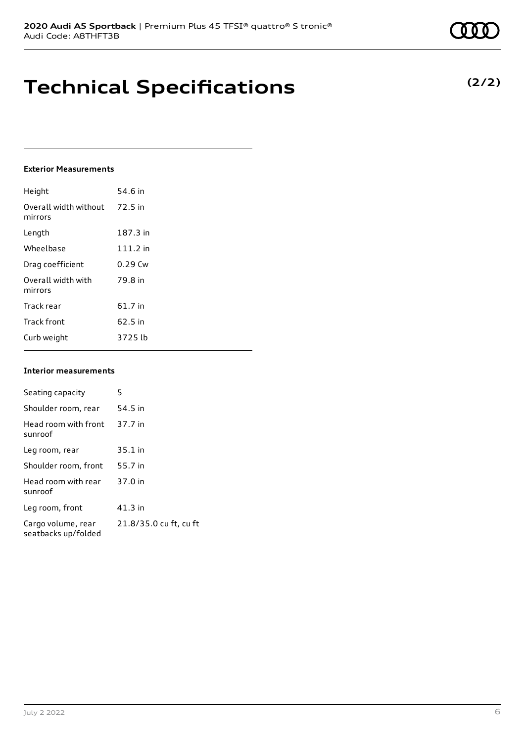# Technical Specifications

**(2/2)**

### Exterior Measurements

| | |
|---|---|
| Height | 54.6 in |
| Overall width without mirrors | 72.5 in |
| Length | 187.3 in |
| Wheelbase | 111.2 in |
| Drag coefficient | 0.29 Cw |
| Overall width with mirrors | 79.8 in |
| Track rear | 61.7 in |
| Track front | 62.5 in |
| Curb weight | 3725 lb |

### Interior measurements

| | |
|---|---|
| Seating capacity | 5 |
| Shoulder room, rear | 54.5 in |
| Head room with front sunroof | 37.7 in |
| Leg room, rear | 35.1 in |
| Shoulder room, front | 55.7 in |
| Head room with rear sunroof | 37.0 in |
| Leg room, front | 41.3 in |
| Cargo volume, rear seatbacks up/folded | 21.8/35.0 cu ft, cu ft |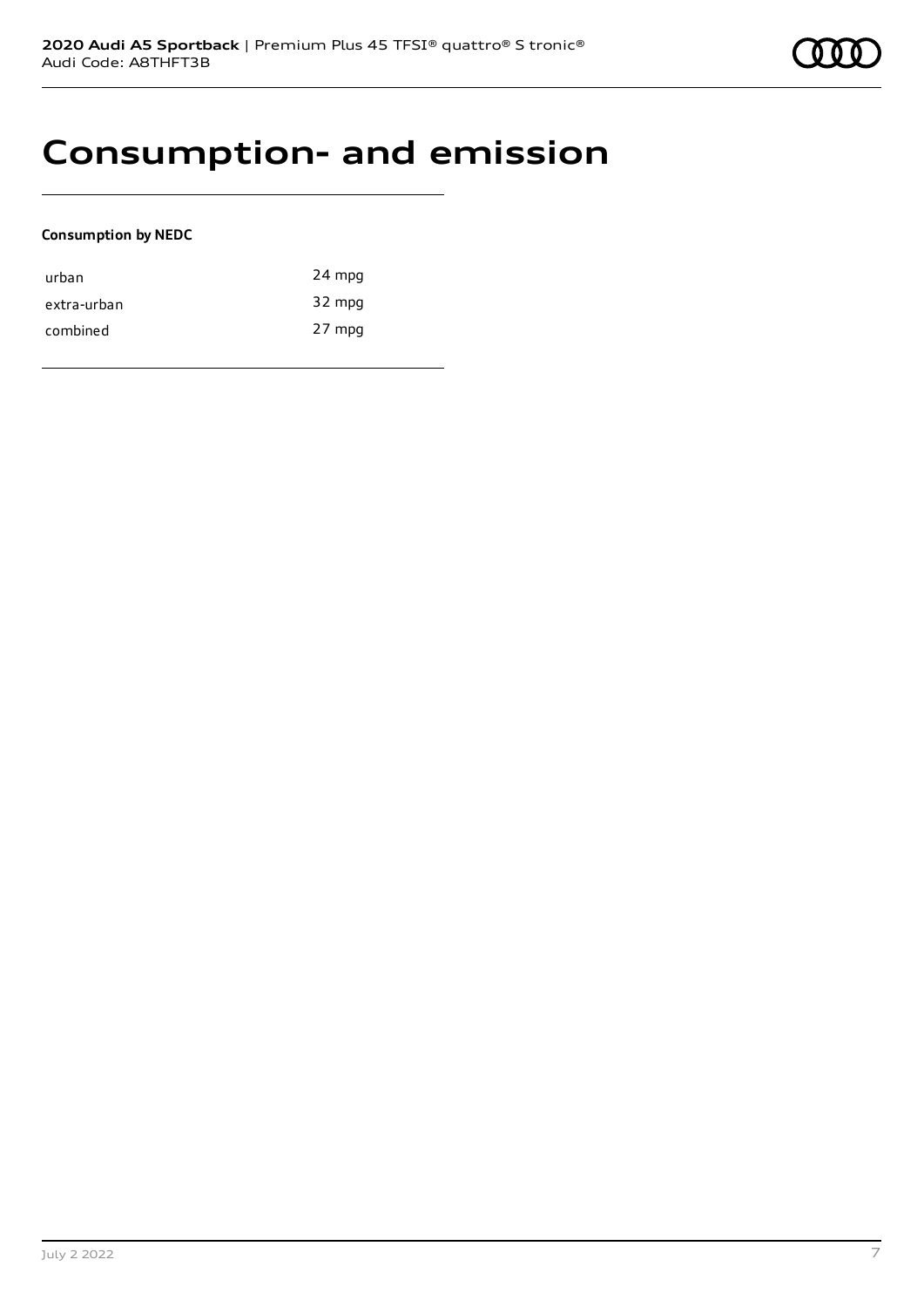# Consumption- and emission

**Consumption by NEDC**

| | |
|---|---|
| urban | 24 mpg |
| extra-urban | 32 mpg |
| combined | 27 mpg |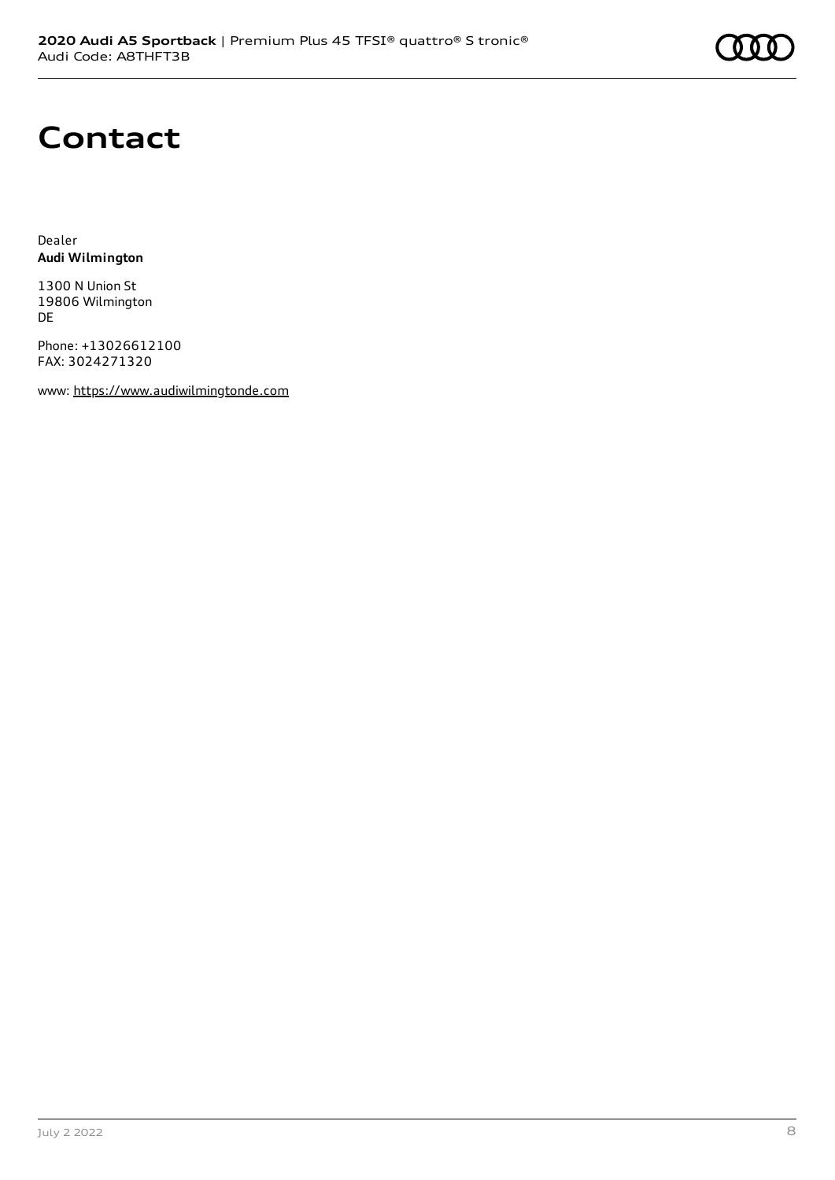# Contact

Dealer
**Audi Wilmington**

1300 N Union St
19806 Wilmington
DE

Phone: +13026612100
FAX: 3024271320

www: https://www.audiwilmingtonde.com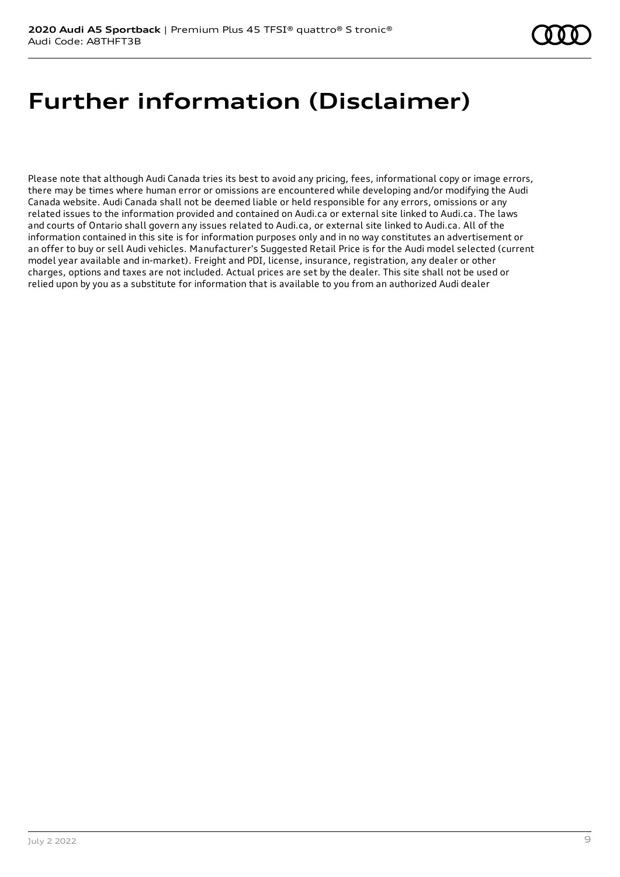# Further information (Disclaimer)

Please note that although Audi Canada tries its best to avoid any pricing, fees, informational copy or image errors, there may be times where human error or omissions are encountered while developing and/or modifying the Audi Canada website. Audi Canada shall not be deemed liable or held responsible for any errors, omissions or any related issues to the information provided and contained on Audi.ca or external site linked to Audi.ca. The laws and courts of Ontario shall govern any issues related to Audi.ca, or external site linked to Audi.ca. All of the information contained in this site is for information purposes only and in no way constitutes an advertisement or an offer to buy or sell Audi vehicles. Manufacturer's Suggested Retail Price is for the Audi model selected (current model year available and in-market). Freight and PDI, license, insurance, registration, any dealer or other charges, options and taxes are not included. Actual prices are set by the dealer. This site shall not be used or relied upon by you as a substitute for information that is available to you from an authorized Audi dealer